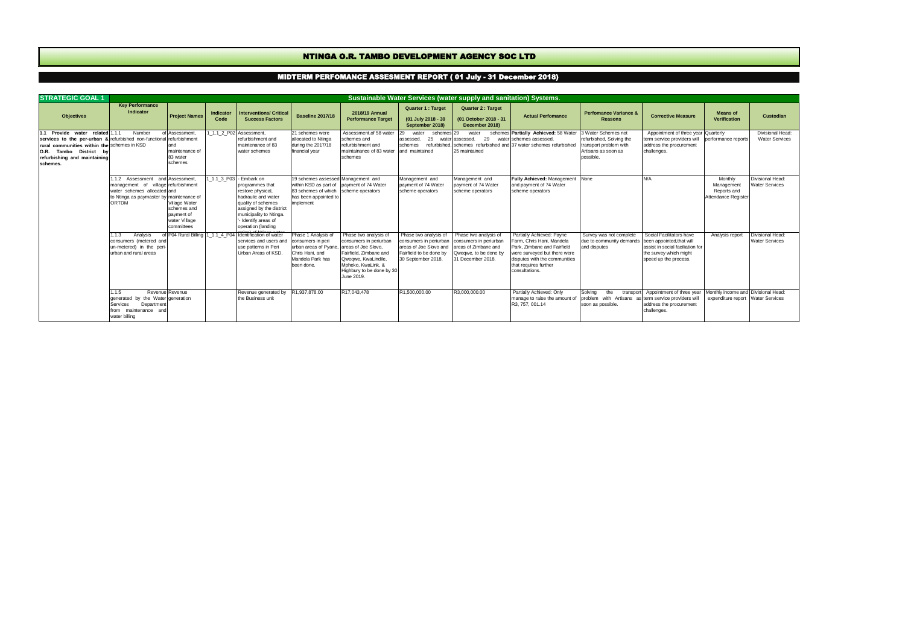# NTINGA O.R. TAMBO DEVELOPMENT AGENCY SOC LTD

## MIDTERM PERFOMANCE ASSESMENT REPORT ( 01 July - 31 December 2018)

| STRATEGIC GOAL 1 | Sustainable Water Services (water supply and sanitation) Systems. | | | | | | | | | | | | |
|---|---|---|---|---|---|---|---|---|---|---|---|---|---|
| **Objectives** | **Key Performance Indicator** | **Project Names** | **Indicator Code** | **Interventions/ Critical Success Factors** | **Baseline 2017/18** | **2018/19 Annual Performance Target** | **Quarter 1 : Target (01 July 2018 - 30 September 2018)** | **Quarter 2 : Target (01 October 2018 - 31 December 2018)** | **Actual Perfomance** | **Perfomance Variance & Reasons** | **Corrective Measure** | **Means of Verification** | **Custodian** |
| **1.1 Provide water related services to the per-urban & rural communities within the O.R. Tambo District by refurbishing and maintaining schemes.** | 1.1.1 Number of refurbished non-functional schemes in KSD | Assessment, refurbishment and maintenance of 83 water schemes | 1_1.1_2_P02 | Assessment, refurbishment and maintenance of 83 water schemes | 21 schemes were allocated to Ntinga during the 2017/18 financial year | Assessment,of 58 water schemes and refurbishment and maintainance of 83 water schemes | 29 water schemes assessed. 25 water schemes refurbished, and maintained | 29 water schemes assessed. 29 water schemes refurbished and 25 maintained | **Partially Achieved:** 58 Water schemes assessed. 37 water schemes refurbished | 3 Water Schemes not refurbished, Solving the transport problem with Artisans as soon as possible. | Appointment of three year term service providers will address the procurement challenges. | Quarterly performance reports | Divisional Head: Water Services |
| | 1.1.2 Assessment and management of village water schemes allocated to Ntinga as paymaster by ORTDM | Assessment, refurbishment and maintenance of Village Water schemes and payment of water Village committees | 1_1.1_3_P03 | - Embark on programmes that restore physical, hadraulic and water quality of schemes assigned by the district municipality to Ntinga. '- Identify areas of operation (landing | 19 schemes assessed within KSD as part of 83 schemes of which has been appointed to implement | Management and payment of 74 Water scheme operators | Management and payment of 74 Water scheme operators | Management and payment of 74 Water scheme operators | **Fully Achieved:** Management and payment of 74 Water scheme operators | None | N/A | Monthly Management Reports and Attendance Register | Divisional Head: Water Services |
| | 1.1.3 Analysis of consumers (metered and un-metered) in the peri-urban and rural areas | P04 Rural Billing | 1_1.1_4_P04 | Identification of water services and users and use patterns in Peri Urban Areas of KSD. | Phase 1 Analysis of consumers in peri urban areas of Pyane, Chris Hani, and Mandela Park has been done. | Phase two analysis of consumers in periurban areas of Joe Slovo, Fairfield, Zimbane and Qweqwe, KwaLindile, Mpheko, KwaLink, & Highbury to be done by 30 June 2019. | Phase two analysis of consumers in periurban areas of Joe Slovo and Fairfield to be done by 30 September 2018. | Phase two analysis of consumers in periurban areas of Zimbane and Qweqwe, to be done by 31 December 2018. | Partially Achieved: Payne Farm, Chris Hani, Mandela Park, Zimbane and Fairfield were surveyed but there were disputes with the communities that requires further consultations. | Survey was not complete due to community demands and disputes | Social Facilitators have been appointed,that will assist in social faciliation for the survey which might speed up the process. | Analysis report | Divisional Head: Water Services |
| | 1.1.5 Revenue generated by the Water Services Department from maintenance and water billing | Revenue generation | | Revenue generated by the Business unit | R1,937,878.00 | R17,043,478 | R1,500,000.00 | R3,000,000.00 | Partially Achieved: Only manage to raise the amount of R3, 757, 001.14 | Solving the transport problem with Artisans as soon as possible. | Appointment of three year term service providers will address the procurement challenges. | Monthly income and expenditure report | Divisional Head: Water Services |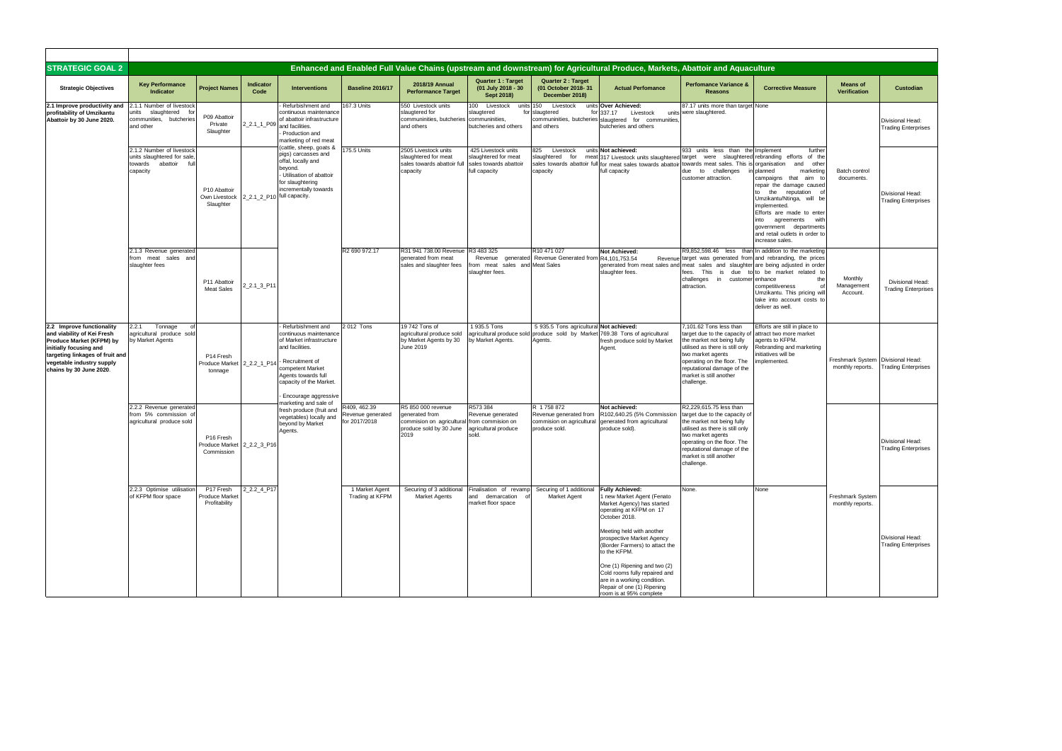| STRATEGIC GOAL 2 | Enhanced and Enabled Full Value Chains (upstream and downstream) for Agricultural Produce, Markets, Abattoir and Aquaculture | | | | | | | | | | | | |
|---|---|---|---|---|---|---|---|---|---|---|---|---|---|
| **Strategic Objectives** | **Key Performance Indicator** | **Project Names** | **Indicator Code** | **Interventions** | **Baseline 2016/17** | **2018/19 Annual Performance Target** | **Quarter 1 : Target (01 July 2018 - 30 Sept 2018)** | **Quarter 2 : Target (01 October 2018- 31 December 2018)** | **Actual Perfomance** | **Perfomance Variance & Reasons** | **Corrective Measure** | **Means of Verification** | **Custodian** |
| **2.1 Improve productivity and profitability of Umzikantu Abattoir by 30 June 2020.** | 2.1.1 Number of livestock units slaughtered for communities, butcheries and other | P09 Abattoir Private Slaughter | 2_2.1_1_P09 | - Refurbishment and continuous maintenance of abattoir infrastructure and facilities.<br>- Production and marketing of red meat (cattle, sheep, goats & pigs) carcasses and offal, locally and beyond.<br>- Utilisation of abattoir for slaughtering incrementally towards full capacity. | 167.3 Units | 550 Livestock units slaugtered for communinities, butcheries and others | 100 Livestock units slaugtered for communinities, butcheries and others | 150 Livestock units slaugtered for communnities, butcheries and others | **Over Achieved:**<br>337.17 Livestock units slaugtered for communities, butcheries and others | 87.17 units more than target were slaughtered. | None | Batch control documents. | Divisional Head: Trading Enterprises |
| | 2.1.2 Number of livestock units slaughtered for sale, towards abattoir full capacity | P10 Abattoir Own Livestock Slaughter | 2_2.1_2_P10 | | 175.5 Units | 2505 Livestock units slaughtered for meat sales towards abattoir full capacity | 425 Livestock units slaughtered for meat sales towards abattoir full capacity | 825 Livestock units slaughtered for meat sales towards abattoir full capacity | **Not achieved:**<br>317 Livestock units slaughtered for meat sales towards abattoir full capacity | 933 units less than the target were slaughtered towards meat sales. This is due to challenges in customer attraction. | Implement further rebranding efforts of the organisation and other planned marketing campaigns that aim to repair the damage caused to the reputation of Umzikantu/Ntinga, will be implemented.<br>Efforts are made to enter into agreements with government departments and retail outlets in order to increase sales. | | Divisional Head: Trading Enterprises |
| | 2.1.3 Revenue generated from meat sales and slaughter fees | P11 Abattoir Meat Sales | 2_2.1_3_P11 | | R2 690 972.17 | R31 941 738.00 Revenue generated from meat sales and slaughter fees | R3 483 325 Revenue generated from meat sales and slaughter fees. | R10 471 027 Revenue Generated from Meat Sales | **Not Achieved:**<br>R4,101,753.54 Revenue generated from meat sales and slaughter fees. | R9,852,598.46 less than target was generated from meat sales and slaughter fees. This is due to challenges in customer attraction. | In addition to the marketing and rebranding, the prices are being adjusted in order to be market related to enhance the competitiveness of Umzikantu. This pricing will take into account costs to deliver as well. | Monthly Management Account. | Divisional Head: Trading Enterprises |
| **2.2 Improve functionality and viability of Kei Fresh Produce Market (KFPM) by initially focusing and targeting linkages of fruit and vegetable industry supply chains by 30 June 2020.** | 2.2.1 Tonnage of agricultural produce sold by Market Agents | P14 Fresh Produce Market tonnage | 2_2.2_1_P14 | - Refurbishment and continuous maintenance of Market infrastructure and facilities.<br>- Recruitment of competent Market Agents towards full capacity of the Market.<br>- Encourage aggressive marketing and sale of fresh produce (fruit and vegetables) locally and beyond by Market Agents. | 2 012 Tons | 19 742 Tons of agricultural produce sold by Market Agents by 30 June 2019 | 1 935.5 Tons agricultural produce sold by Market Agents. | 5 935.5 Tons agricultural produce sold by Market Agents. | **Not achieved:**<br>769.38 Tons of agricultural fresh produce sold by Market Agent. | 7,101.62 Tons less than target due to the capacity of the market not being fully utilised as there is still only two market agents operating on the floor. The reputational damage of the market is still another challenge. | Efforts are still in place to attract two more market agents to KFPM. Rebranding and marketing initiatives will be implemented. | Freshmark System monthly reports. | Divisional Head: Trading Enterprises |
| | 2.2.2 Revenue generated from 5% commission of agricultural produce sold | P16 Fresh Produce Market Commission | 2_2.2_3_P16 | | R409, 462.39 Revenue generated for 2017/2018 | R5 850 000 revenue generated from commision on agricultural produce sold by 30 June 2019 | R573 384 Revenue generated from commision on agricultural produce sold. | R 1 758 872 Revenue generated from commision on agricultural produce sold. | **Not achieved:**<br>R102,640.25 (5% Commission generated from agricultural produce sold). | R2,229,615.75 less than target due to the capacity of the market not being fully utilised as there is still only two market agents operating on the floor. The reputational damage of the market is still another challenge. | | | Divisional Head: Trading Enterprises |
| | 2.2.3 Optimise utilisation of KFPM floor space | P17 Fresh Produce Market Profitability | 2_2.2_4_P17 | | 1 Market Agent Trading at KFPM | Securing of 3 additional Market Agents | Finalisation of revamp and demarcation of market floor space | Securing of 1 additional Market Agent | **Fully Achieved:**<br>1 new Market Agent (Fenato Market Agency) has started operating at KFPM on 17 October 2018.<br><br>Meeting held with another prospective Market Agency (Border Farmers) to attract the to the KFPM.<br><br>One (1) Ripening and two (2) Cold rooms fully repaired and are in a working condition. Repair of one (1) Ripening room is at 95% complete | None. | None | Freshmark System monthly reports. | Divisional Head: Trading Enterprises |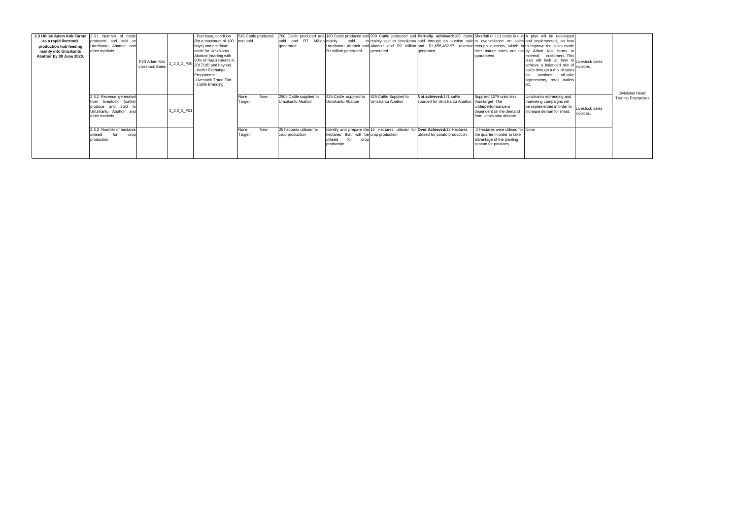| | | | | | | | | | | | | | | |
|---|---|---|---|---|---|---|---|---|---|---|---|---|---|---|
| **2.3 Utilise Adam Kok Farms as a rapid livestock production hub feeding mainly into Umzikantu Abattoir by 30 June 2020.** | 2.3.1 Number of cattle produced and sold to Umzikantu Abattoir and other markets | P20 Adam Kok Livestock Sales | 2_2.3_2_P20 | - Purchase, condition (for a maximum of 100 days) and distribute cattle for Umzikantu Abattoir (starting with 50% of requirements in 2017/18) and beyond.<br>- Heifer Exchange Programme<br>-Livestock Trade Fair<br>- Cattle Branding | 516 Cattle produced and sold | 700 Cattle produced and sold and R7 Million generated | 100 Cattle produced and mainly sold to Umzikantu Abattoir and R1 million generated | 200 Cattle produced and mainly sold to Umzikantu Abattoir and R2 Million generated | **Partially achieved:**189 cattle sold through an auction sale and R1,658,482.97 revenue generated | Shortfall of 111 cattle is due to over-reliance on sales through auctions, which in thier nature sales are not guaranteed. | A plan will be developed and implemented, on how to improve the sales made by Adam Kok farms to external customers,.This plan will look at how to achieve a balanced mix of sales through a mix of sales via auctions, off-take agreements, retail outlets etc | Livestock sales invoices. | Divisional Head: Trading Enterprises |
| | 2.3.2 Revenue generated from livestock (cattle) produce and sold to Umzikantu Abattoir and other markets | | 2_2.3_3_P21 | | None. New Target | 2505 Cattle supplied to Umzikantu Abattoir | 425 Cattle supplied to Umzikantu Abattoir | 825 Cattle Supplied to Umzikantu Abattoir | **Not achieved:**171 cattle sourced for Umzikantu Abattoir. | Supplied 1079 units less than target. The underperformance is dependent on the demand from Umzikantu abattoir | Umzikantu rebranding and marketing campaigns will be implemented in order to increase deman for meat. | Livestock sales invoices. | |
| | 2.3.3 Number of hectares utilised for crop production | | | | None. New Target | 25 hectares utilised for crop production | Identify and prepare the hectares that will be utilised for crop production | 15 Hectares utilised for crop production | **Over Achieved:**18 Hectares utilised for potato production | 3 Hectares were utilised for the quarter in order to take advantage of the planting season for potatoes | None | | |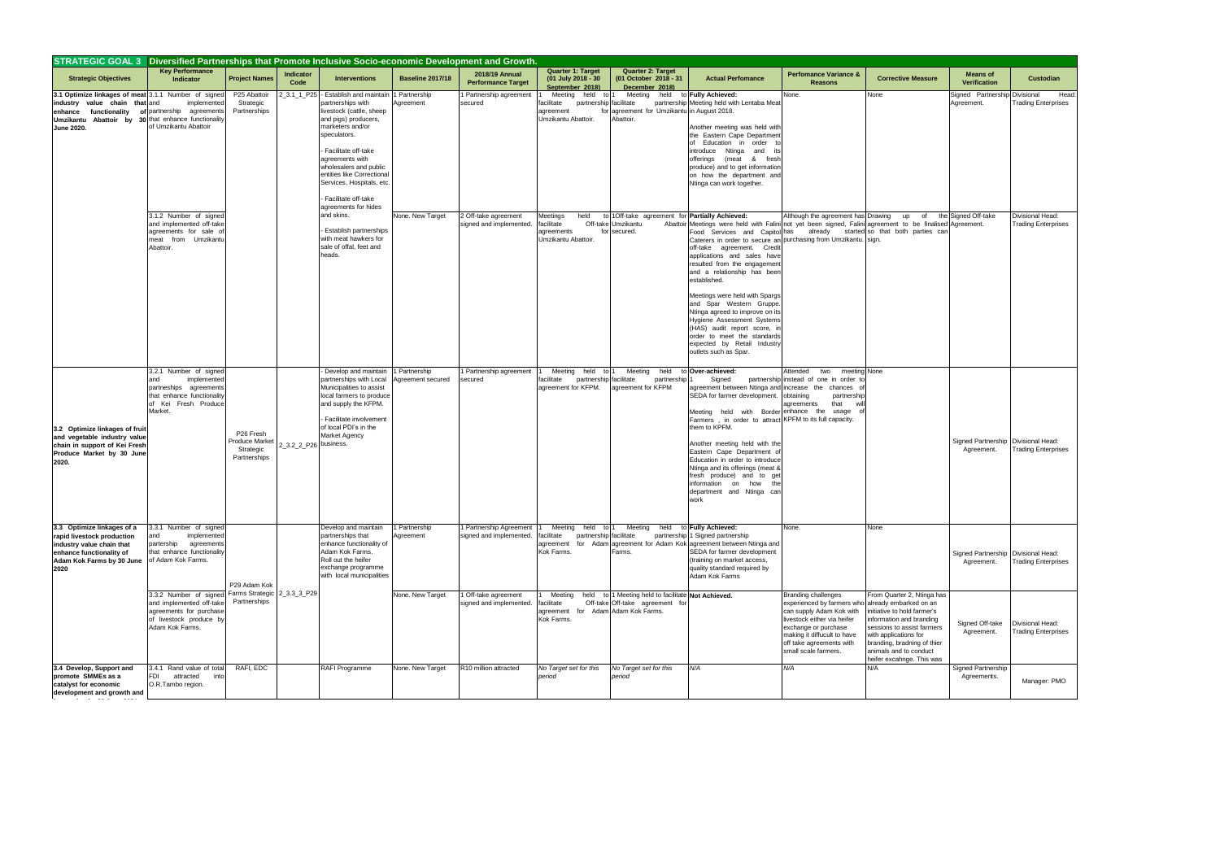## STRATEGIC GOAL 3 Diversified Partnerships that Promote Inclusive Socio-economic Development and Growth.

| Strategic Objectives | Key Performance Indicator | Project Names | Indicator Code | Interventions | Baseline 2017/18 | 2018/19 Annual Performance Target | Quarter 1: Target (01 July 2018 - 30 September 2018) | Quarter 2: Target (01 October 2018 - 31 December 2018) | Actual Perfomance | Perfomance Variance & Reasons | Corrective Measure | Means of Verification | Custodian |
|---|---|---|---|---|---|---|---|---|---|---|---|---|---|
| **3.1 Optimize linkages of meat industry value chain that enhance functionality of Umzikantu Abattoir by 30 June 2020.** | 3.1.1 Number of signed and implemented partnership agreements that enhance functionality of Umzikantu Abattoir | P25 Abattoir Strategic Partnerships | 2_3.1_1_P25 | - Establish and maintain partnerships with livestock (cattle, sheep and pigs) producers, marketers and/or speculators.<br><br>- Facilitate off-take agreements with wholesalers and public entities like Correctional Services, Hospitals, etc.<br><br>- Facilitate off-take agreements for hides and skins.<br><br>- Establish partnerships with meat hawkers for sale of offal, feet and heads. | 1 Partnership Agreement | 1 Partnership agreement secured | 1 Meeting held to facilitate partnership agreement Umzikantu Abattoir. | 1 Meeting held to facilitate partnership agreement for Umzikantu Abattoir. | **Fully Achieved:**<br>Meeting held with Lentaba Meat in August 2018.<br><br>Another meeting was held with the Eastern Cape Department of Education in order to introduce Ntinga and its offerings (meat & fresh produce) and to get information on how the department and Ntinga can work together. | None. | None | Signed Partnership Agreement. | Divisional Head: Trading Enterprises |
| | 3.1.2 Number of signed and implemented off-take agreements for sale of meat from Umzikantu Abattoir. | | | | None. New Target | 2 Off-take agreement signed and implemented. | Meetings held to facilitate Off-take agreements for Umzikantu Abattoir. | 1Off-take agreement for Umzikantu Abattoir secured. | **Partially Achieved:**<br>Meetings were held with Falini Food Services and Capitol Caterers in order to secure an off-take agreement. Credit applications and sales have resulted from the engagement and a relationship has been established.<br><br>Meetings were held with Spargs and Spar Western Gruppe. Ntinga agreed to improve on its Hygiene Assessment Systems (HAS) audit report score, in order to meet the standards expected by Retail Industry outlets such as Spar. | Although the agreement has not yet been signed, Falini has already started purchasing from Umzikantu. | Drawing up of the agreement to be finalised so that both parties can sign. | Signed Off-take Agreement. | Divisional Head: Trading Enterprises |
| 3.2 Optimize linkages of fruit and vegetable industry value chain in support of Kei Fresh Produce Market by 30 June 2020. | 3.2.1 Number of signed and implemented partneships agreements that enhance functionality of Kei Fresh Produce Market. | P26 Fresh Produce Market Strategic Partnerships | 2_3.2_2_P26 | - Develop and maintain partnerships with Local Municipalities to assist local farmers to produce and supply the KFPM.<br><br>- Facilitate involvement of local PDI's in the Market Agency business. | 1 Partnership Agreement secured | 1 Partnership agreement secured | 1 Meeting held to facilitate partnership agreement for KFPM. | 1 Meeting held to facilitate partnership agreement for KFPM | **Over-achieved:**<br>1 Signed partnership agreement between Ntinga and SEDA for farmer development.<br><br>Meeting held with Border Farmers , in order to attract them to KPFM.<br><br>Another meeting held with the Eastern Cape Department of Education in order to introduce Ntinga and its offerings (meat & fresh produce) and to get information on how the department and Ntinga can work | Attended two meeting instead of one in order to increase the chances of obtaining partnership agreements that will enhance the usage of KPFM to its full capacity. | None | Signed Partnership Agreement. | Divisional Head: Trading Enterprises |
| 3.3 Optimize linkages of a rapid livestock production industry value chain that enhance functionality of Adam Kok Farms by 30 June 2020 | 3.3.1 Number of signed and implemented partership agreements that enhance functionality of Adam Kok Farms. | P29 Adam Kok Farms Strategic Partnerships | 2_3.3_3_P29 | Develop and maintain partnerships that enhance functionality of Adam Kok Farms. Roll out the heifer exchange programme with local municipalities | 1 Partnership Agreement | 1 Partnership Agreement signed and implemented. | 1 Meeting held to facilitate partnership agreement for Adam Kok Farms. | 1 Meeting held to facilitate partnership agreement for Adam Kok Farms. | **Fully Achieved:**<br>1 Signed partnership agreement between Ntinga and SEDA for farmer development (training on market access, quality standard required by Adam Kok Farms | None. | None | Signed Partnership Agreement. | Divisional Head: Trading Enterprises |
| | 3.3.2 Number of signed and implemented off-take agreements for purchase of livestock produce by Adam Kok Farms. | | | | None. New Target | 1 Off-take agreement signed and implemented. | 1 Meeting held to facilitate agreement for Adam Kok Farms. | 1 Meeting held to facilitate Off-take Off-take agreement for Adam Kok Farms. | **Not Achieved.** | Branding challenges experienced by farmers who can supply Adam Kok with livestock either via heifer exchange or purchase making it diffucult to have off take agreements with small scale farmers. | From Quarter 2, Ntinga has already embarked on an initiative to hold farmer's information and branding sessions to assist farmers with applications for branding, bradning of thier animals and to conduct heifer excahnge. This was | Signed Off-take Agreement. | Divisional Head: Trading Enterprises |
| 3.4 Develop, Support and promote SMMEs as a catalyst for economic development and growth and | 3.4.1 Rand value of total FDI attracted into O.R.Tambo region. | RAFI, EDC | | RAFI Programme | None. New Target | R10 million attracted | *No Target set for this period* | *No Target set for this period* | *N/A* | *N/A* | N/A | Signed Partnership Agreements. | Manager: PMO |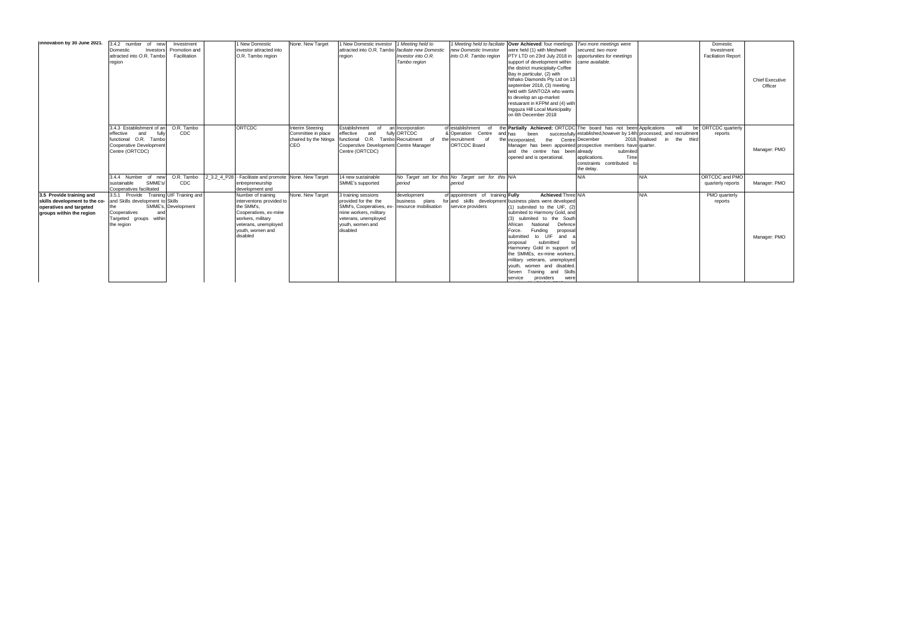| innovation by 30 June 2021. | 3.4.2 number of new Domestic Investors attracted into O.R. Tambo region | Investment Promotion and Facilitation | | 1 New Domestic investor attracted into O.R. Tambo region | None. New Target | 1 New Domestic investor attracted into O.R. Tambo region | *1 Meeting held to facilitate new Domestic Investor into O.R. Tambo region* | *1 Meeting held to facilitate new Domestic Investor into O.R. Tambo region* | **Over Achieved**: four meetings were held (1) with Meshwell PTY LTD on 23rd July 2018 in support of development within the district municipality-Coffee Bay in particular, (2) with Nthako Diamonds Pty Ltd on 13 september 2018, (3) meeting held with SANTOZA who wants to develop an up-market restuarant in KFPM and (4) with Ingquza Hill Local Municipality on 6th December 2018 | *Two more meetings were secured, two more opportunities for meetings came available.* | | Domestic Investment Facilitation Report | Chief Executive Officer |
|---|---|---|---|---|---|---|---|---|---|---|---|---|---|
| | 3.4.3 Establishment of an effective and fully functional O.R. Tambo Cooperative Development Centre (ORTCDC) | O.R. Tambo CDC | | ORTCDC | Interim Steering Committee in place chaired by the Ntinga CEO | Establishment of an effective and fully functional O.R. Tambo Cooperative Development Centre (ORTCDC) | Incorporation of ORTCDC Recruitment of Centre Manager | of establishment of the & Operation Centre and the recruitment of the ORTCDC Board | **Partially Achieved:** ORTCDC has been incorporated, the Centre Manager has been appointed and the centre has been opened and is operational. | The board has not been successfully established,however by 14th December 2018, prospective members have already submited applications. Time constraints contributed to the delay. | Applications will be processed, and recruitment finalised in the third quarter. | ORTCDC quarterly reports | Manager: PMO |
| | 3.4.4 Number of new sustainable SMME's/ Cooperatives facilitated | O.R. Tambo CDC | 2_3.2_4_P28 | - Facilitate and promote entrepreneurship development and | None. New Target | 14 new sustainable SMME's supported | *No Target set for this period* | *No Target set for this period* | N/A | N/A | N/A | ORTCDC and PMO quarterly reports | Manager: PMO |
| **3.5 Provide training and skills development to the co-operatives and targeted groups within the region** | 3.5.1 Provide Training and Skills development to the SMME's, Cooperatives and Targeted groups within the region | UIF Training and Skills Development | | Number of training interventons provided to the SMM's, Cooperatives, ex-mine workers, military veterans, unemployed youth, women and disabled | None. New Target | 3 training sessions provided for the the SMM's, Cooperatives, ex-mine workers, military veterans, unemployed youth, women and disabled | development of business plans for resource mobilisation | appointment of training and skills development service providers | **Fully Achieved:** Three business plans were developed (1) submited to the UIF, (2) submited to Harmony Gold, and (3) submited to the South African National Defence Force. Funding proposal submitted to UIF and a proposal submitted to Harmoney Gold in support of the SMMEs, ex-mine workers, military veterans, unemployed youth, women and disabled. Seven Training and Skills service providers were | N/A | N/A | PMO quarterly reports | Manager: PMO |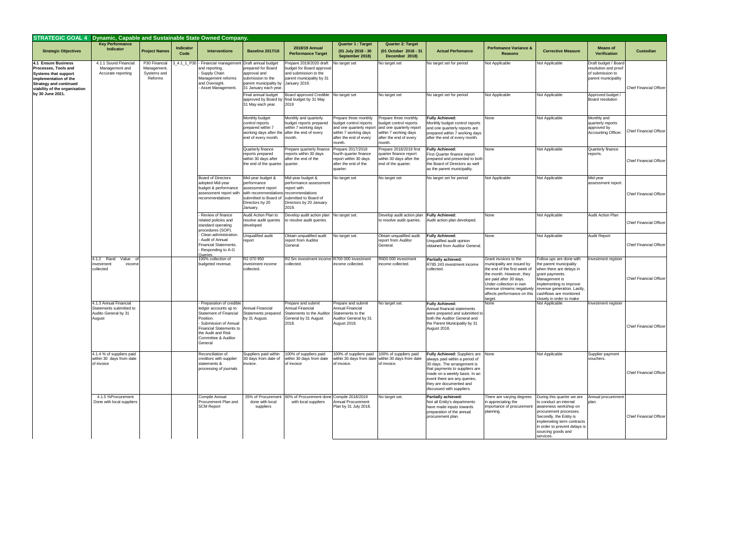## STRATEGIC GOAL 4 Dynamic, Capable and Sustainable State Owned Company.

| Strategic Objectives | Key Performance Indicator | Project Names | Indicator Code | Interventions | Baseline 2017/18 | 2018/19 Annual Performance Target | Quarter 1 : Target (01 July 2018 - 30 September 2018) | Quarter 2: Target (01 October 2018 - 31 December 2018) | Actual Perfomance | Perfomance Variance & Reasons | Corrective Measure | Means of Verification | Custodian |
|---|---|---|---|---|---|---|---|---|---|---|---|---|---|
| **4.1 Ensure Business Processes, Tools and Systems that support implementation of the Strategy and continued viability of the organisation by 30 June 2021.** | 4.1.1 Sound Financial Management and Accurate reporting | P30 Financial Management, Systems and Reforms | 3_4.1_1_P30 | - Financial management and reporting.<br>- Supply Chain Management reforms and Oversight.<br>- Asset Management. | Draft annual budget prepared for Board approval and submission to parent municipality by 31 January each year. | Prepare 2019/2020 draft budget for Board approval and submission to the parent municipality by 31 January 2019. | No target set | No target set | No target set for period | Not Applicable | Not Applicable | Draft budget / Board resolution and proof of submission to parent municipality | Chief Financial Officer |
| | | | | | Final annual budget approved by Board by 31 May each year. | Board approved Credible final budget by 31 May 2019 | No target set | No target set | No target set for period | Not Applicable | Not Applicable | Approved budget / Board resolution | |
| | | | | | Monthly budget control reports prepared within 7 working days after the end of every month. | Monthly and quarterly budget reports prepared within 7 working days after the end of every month. | Prepare three monthly budget control reports and one quarterly report within 7 working days after the end of every month. | Prepare three monthly budget control reports and one quarterly report within 7 working days after the end of every month. | **Fully Achieved:** Monthly budget control reports and one quarterly reports are prepared within 7 working days after the end of every month. | None | Not Applicable | Monthly and quarterly reports approved by Accounting Officer. | Chief Financial Officer |
| | | | | | Quarterly finance reports prepared within 30 days after the end of the quarter. | Prepare quarterly finance reports within 30 days after the end of the quarter. | Prepare 2017/2018 fourth quarter finance report within 30 days after the end of the quarter. | Prepare 2018/2019 first quarter finance report within 30 days after the end of the quarter. | **Fully Achieved:** First Quarter finance report prepared and presented to both the Board of Directors as well as the parent municipality. | None | Not Applicable | Quarterly finance reports. | Chief Financial Officer |
| | | | | Board of Directors adopted Mid-year budget & performance assessment report with recommendations | Mid-year budget & performance assessment report with recommendations submitted to Board of Directors by 20 January. | Mid-year budget & performance assessment report with recommendations submitted to Board of Directors by 20 January 2019. | No target set | No target set | No target set for period | Not Applicable | Not Applicable | Mid-year assessment report. | Chief Financial Officer |
| | | | | - Review of finance related policies and standard operating procedures (SOP).<br>- Clean administration.<br>- Audit of Annual Financial Statements.<br>- Responding to A-G Queries. | Audit Action Plan to resolve audit queries developed | Develop audit action plan to resolve audit queries | No target set. | Develop audit action plan to resolve audit queries. | **Fully Achieved:** Audit action plan developed. | None | Not Applicable | Audit Action Plan | Chief Financial Officer |
| | | | | | Unqualified audit report | Obtain unqualified audit report from Auditor General | No target set. | Obtain unqualified audit report from Auditor General. | **Fully Achieved:** Unqualified audit opinion obtained from Auditor General. | None | Not Applicable | Audit Report | Chief Financial Officer |
| | 4.1.2 Rand Value of investment income collected | | | 100% collection of budgeted revenue. | R2 070 950 investment income collected. | R2.5m investment income collected. | R700 000 investment income collected. | R600 000 investment income collected. | **Partially achieved:** R785 243 investment income collected. | Grant invoices to the municipality are issued by the end of the first week of the month. However, they are paid after 30 days. Under-collection in own revenue streams negatively affects performance on this target. | Follow ups are done with the parent municipality when there are delays in grant payments. Management is implementing to improve revenue generation. Lastly, cashflows are monitored closely in order to make | Investment register | Chief Financial Officer |
| | 4.1.3 Annual Financial Statements submitted to Audito General by 31 August | | | - Preparation of credible ledger accounts up to Statement of Financial Position.<br>- Submission of Annual Financial Statements to the Audit and Risk Committee & Auditor General | Annual Financial Statements prepared by 31 August. | Prepare and submit Annual Financial Statements to the Auditor General by 31 August 2018. | Prepare and submit Annual Financial Statements to the Auditor General by 31 August 2018. | No target set. | **Fully Achieved:** Annual financial statements were prepared and submitted to both the Auditor General and the Parent Municipality by 31 August 2018. | None | Not Applicable | Investment register | Chief Financial Officer |
| | 4.1.4 % of suppliers paid within 30 days from date of invoice | | | Reconciliation of creditors with supplier statements & processing of journals | Suppliers paid within 30 days from date of invoice. | 100% of suppliers paid within 30 days from date of invoice | 100% of suppliers paid within 30 days from date of invoice. | 100% of suppliers paid within 30 days from date of invoice. | **Fully Achieved:** Suppliers are always paid within a period of 30 days. The arrangement is that payments to suppliers are made on a weekly basis. In an event there are any queries, they are documented and discussed with suppliers. | None | Not Applicable | Supplier payment vouchers. | Chief Financial Officer |
| | 4.1.5 %Procurement Done with local suppliers | | | Compile Annual Procurement Plan and SCM Report | 35% of Procurement done with local suppliers | 60% of Procurement done with local suppliers | Compile 2018/2019 Annual Procurement Plan by 31 July 2018. | No target set. | **Partially achieved:** Not all Entity's departments have made inputs towards preparation of the annual procurement plan. | There are varying degrees in appreciating the importance of procurement planning. | During this quarter we are to conduct an internal awareness workshop on procurement processes. Secondly, the Entity is implementing term contracts in order to prevent delays is sourcing goods and services. | Annual procurement plan. | Chief Financial Officer |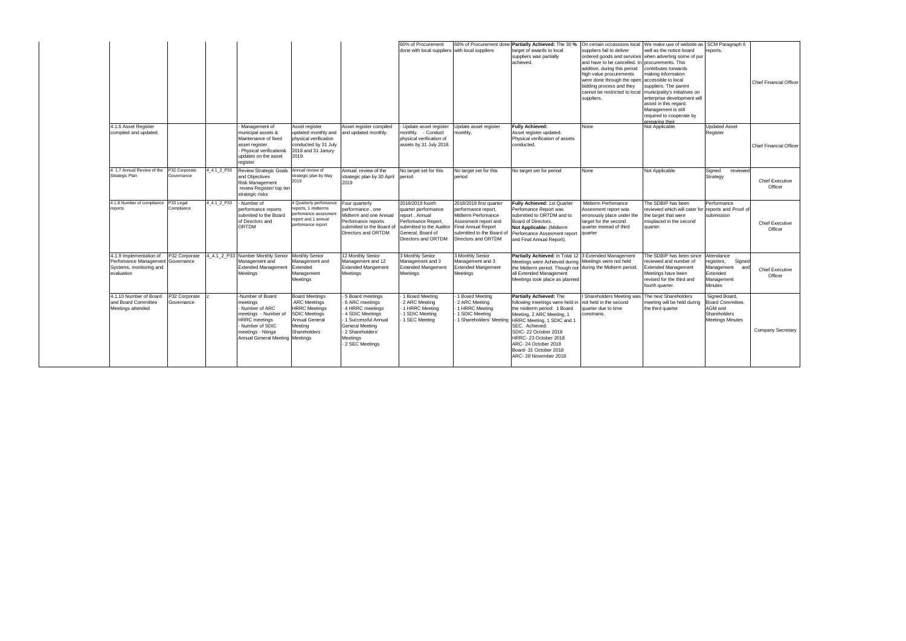|  |  |  |  |  |  |  |  |  |  |  |  |  |
|---|---|---|---|---|---|---|---|---|---|---|---|---|
|  |  |  |  |  |  | 60% of Procurement done with local suppliers | 60% of Procurement done with local suppliers | **Partially Achieved:** The 30 % target of awards to local suppliers was partially achieved. | On certain occassions local suppliers fail to deliver ordered goods and services and have to be cancelled. In addition, during this period high value procurements were done through the open bidding process and they cannot be restricted to local suppliers. | We make use of website as well as the notice board when adverting some of pur procurements. This contributes torwards making information accessible to local suppliers. The parent municipality's initiatives on enterprise development will assist in this regard. Management is still required to cooperate by preparing their | SCM Paragraph 6 reports. | Chief Financial Officer |
| 4.1.6 Asset Register compiled and updated. |  |  | - Management of municipal assets & Maintenance of fixed asset register. - Physical verification& updates on the asset register | Asset register updated monthly and physical verification conducted by 31 July 2018 and 31 Janury 2019. | Asset register compiled and updated monthly. | - Update asset register monthly. - Conduct physical verification of assets by 31 July 2018. | Update asset register monthly. | **Fully Achieved:** Asset register updated. Physical verification of assets conducted. | None | Not Applicable | Updated Asset Register | Chief Financial Officer |
| 4. 1.7 Annual Review of the Strategic Plan | P32 Corporate Governance | 4_4.1_2_P33 | Review Strategic Goals and Objectives Risk Management review Register/ top ten strategic risks | Annual review of strategic plan by May 2019 | Annual review of the strategic plan by 30 April 2019 | No target set for this period | No target set for this period | No target set for period | None | Not Applicable | Signed reviewed Strategy | Chief Executive Officer |
| 4.1.8 Number of compliance reports | P33 Legal Compliance | 4_4.1_2_P33 | - Number of performance reports submited to the Board of Directors and ORTDM | 4 Quarterly perfomance reports, 1 midterms perfomance assesment report and 1 annual perfomance report | Four quarterly performance , one Midterm and one Annual Perfomance reports submitted to the Board of Directors and ORTDM | 2018/2019 fourth quarter performance report , Annual Perfomance Report, submitted to the Auditor General, Board of Directors and ORTDM | 2018/2019 first quarter performance report, Midterm Perfomance Assesment report and Final Annual Report submitted to the Board of Directors and ORTDM | **Fully Achieved:** 1st Quarter Perfomance Report was submitted to ORTDM and to Board of Directors. **Not Applicable:** (Midterm Perfomance Assessment report and Final Annual Report). | Midterm Perfomance Assesment report was erronously place under the target for the second quarter instead of third quarter | The SDBIP has been reviewed which will cater for the target that were misplaced in the second quarter. | Performance reports and Proof of submission | Chief Executive Officer |
| 4.1.9 Implementation of Perfomance Management Systems, monitoring and evaluation | P32 Corporate Governance | 4_4.1_2_P33 | Number Monthly Senior Management and Extended Management Meetings | Monthly Senior Management and Extended Management Meetings | 12 Monthly Senior Management and 12 Extended Mangement Meetings | 3 Monthly Senior Management and 3 Extended Mangement Meetings | 3 Monthly Senior Management and 3 Extended Mangement Meetings | **Partially Achieved:** in Total 12 Meetings were Achieved during the Midterm period. Though not all Extended Management Meetings took place as planned | 3 Extended Management Meetings were not held during the Midterm period. | The SDBIP has been since reviewed and number of Extended Management Meetings have been revised for the third and fourth quarter. | Attendance registers, Signed Management and Extended Management Minutes | Chief Executive Officer |
| 4.1.10 Number of Board and Board Committee Meetings attended | P32 Corporate Governance | z | -Number of Board meetings - Number of ARC meetings - Number of HRRC meetings - Number of SDIC meetings - Ntinga Annual General Meeting | Board Meetings ARC Meetings HRRC Meetings SDIC Meetings Annual General Meeting Shareholders Meetings | - 5 Board meetings - 6 ARC meetings - 4 HRRC meetings - 4 SDIC Meetings - 1 Successful Annual General Meeting - 2 Shareholders' Meetings - 2 SEC Meetings | - 1 Board Meeting - 2 ARC Meeting - 1 HRRC Meeting - 1 SDIC Meeting - 1 SEC Meeting | - 1 Board Meeting - 2 ARC Meeting - 1 HRRC Meeting - 1 SDIC Meeting - 1 Shareholders' Meeting | **Partially Achieved:** The following meetings were held in the midterm period: 1 Board Meeting, 2 ARC Meeting, 1 HRRC Meeting, 1 SDIC and 1 SEC, Achieved: SDIC- 22 October 2018 HRRC- 23 October 2018 ARC- 24 October 2018 Board- 31 October 2018 ARC- 28 November 2018 | I Shareholders Meeting was not held in the second quarter due to time constrains. | The next Shareholders meeting will be held during the third quarter | Signed Board, Board Committee, AGM and Shareholders Meetings Minutes | Company Secretary |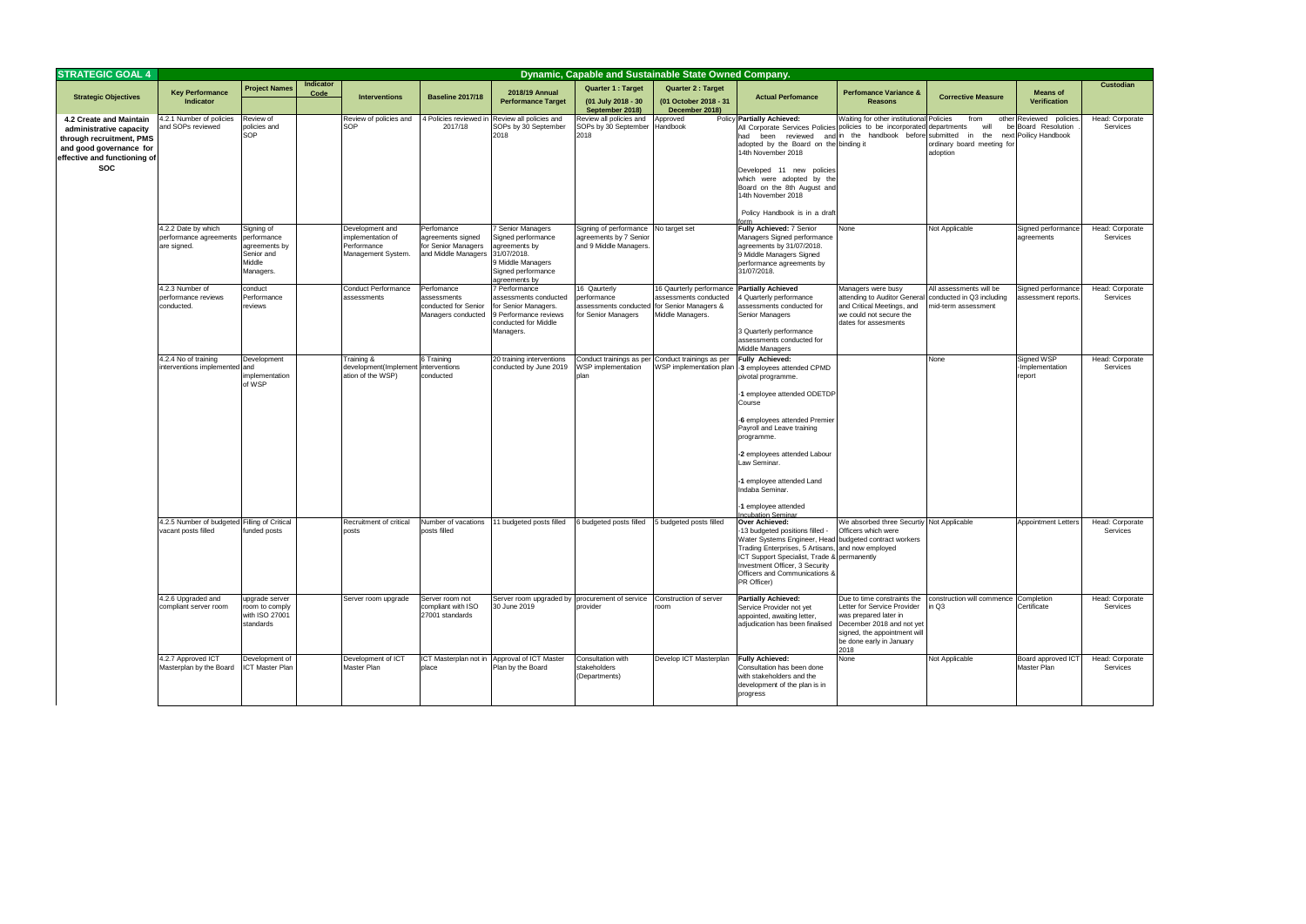| STRATEGIC GOAL 4 | Dynamic, Capable and Sustainable State Owned Company. | | | | | | | | | | | | |
|---|---|---|---|---|---|---|---|---|---|---|---|---|---|
| **Strategic Objectives** | **Key Performance Indicator** | **Project Names** | **Indicator Code** | **Interventions** | **Baseline 2017/18** | **2018/19 Annual Performance Target** | **Quarter 1 : Target (01 July 2018 - 30 September 2018)** | **Quarter 2 : Target (01 October 2018 - 31 December 2018)** | **Actual Perfomance** | **Perfomance Variance & Reasons** | **Corrective Measure** | **Means of Verification** | **Custodian** |
| **4.2 Create and Maintain administrative capacity through recruitment, PMS and good governance for effective and functioning of SOC** | 4.2.1 Number of policies and SOPs reviewed | Review of policies and SOP | | Review of policies and SOP | 4 Policies reviewed in 2017/18 | Review all policies and SOPs by 30 September 2018 | Review all policies and SOPs by 30 September 2018 | Approved Policy Handbook | **Partially Achieved:** All Corporate Services Policies had been reviewed and adopted by the Board on the 14th November 2018<br><br>Developed 11 new policies which were adopted by the Board on the 8th August and 14th November 2018<br><br>Policy Handbook is in a draft form | Waiting for other institutional policies to be incorporated in the handbook before binding it | Policies from other departments will be submitted in the next ordinary board meeting for adoption | Reviewed policies. Board Resolution . Policy Handbook | Head: Corporate Services |
| | 4.2.2 Date by which performance agreements are signed. | Signing of performance agreements by Senior and Middle Managers. | | Development and implementation of Performance Management System. | Perfomance agreements signed for Senior Managers and Middle Managers | 7 Senior Managers Signed performance agreements by 31/07/2018. 9 Middle Managers Signed performance agreements by | Signing of performance agreements by 7 Senior and 9 Middle Managers. | No target set | **Fully Achieved:** 7 Senior Managers Signed performance agreements by 31/07/2018. 9 Middle Managers Signed performance agreements by 31/07/2018. | None | Not Applicable | Signed performance agreements | Head: Corporate Services |
| | 4.2.3 Number of performance reviews conducted. | conduct Performance reviews | | Conduct Performance assessments | Perfomance assessments conducted for Senior Managers conducted | 7 Performance assessments conducted for Senior Managers. 9 Performance reviews conducted for Middle Managers. | 16 Qaurterly performance assessments conducted for Senior Managers | 16 Qaurterly performance assessments conducted for Senior Managers & Middle Managers. | **Partially Achieved** 4 Quarterly performance assessments conducted for Senior Managers<br><br>3 Quarterly performance assessments conducted for Middle Managers | Managers were busy attending to Auditor General and Critical Meetings, and we could not secure the dates for assesments | All assessments will be conducted in Q3 including mid-term assessment | Signed performance assessment reports. | Head: Corporate Services |
| | 4.2.4 No of training interventions implemented | Development and implementation of WSP | | Training & development(Implementation of the WSP) | 6 Training interventions conducted | 20 training interventions conducted by June 2019 | Conduct trainings as per WSP implementation plan | Conduct trainings as per WSP implementation plan | **Fully Achieved:**<br>-3 employees attended CPMD pivotal programme.<br><br>-1 employee attended ODETDP Course<br><br>-6 employees attended Premier Payroll and Leave training programme.<br><br>-2 employees attended Labour Law Seminar.<br><br>-1 employee attended Land Indaba Seminar.<br><br>-1 employee attended Incubation Seminar | | None | Signed WSP -Implementation report | Head: Corporate Services |
| | 4.2.5 Number of budgeted vacant posts filled | Filling of Critical funded posts | | Recruitment of critical posts | Number of vacations posts filled | 11 budgeted posts filled | 6 budgeted posts filled | 5 budgeted posts filled | **Over Achieved:**<br>-13 budgeted positions filled - Water Systems Engineer, Head Trading Enterprises, 5 Artisans, ICT Support Specialist, Trade & Investment Officer, 3 Security Officers and Communications & PR Officer) | We absorbed three Securtiy Officers which were budgeted contract workers and now employed permanently | Not Applicable | Appointment Letters | Head: Corporate Services |
| | 4.2.6 Upgraded and compliant server room | upgrade server room to comply with ISO 27001 standards | | Server room upgrade | Server room not compliant with ISO 27001 standards | Server room upgraded by 30 June 2019 | procurement of service provider | Construction of server room | **Partially Achieved:** Service Provider not yet appointed, awaiting letter, adjudication has been finalised | Due to time constraints the Letter for Service Provider was prepared later in December 2018 and not yet signed, the appointment will be done early in January 2018 | construction will commence in Q3 | Completion Certificate | Head: Corporate Services |
| | 4.2.7 Approved ICT Masterplan by the Board | Development of ICT Master Plan | | Development of ICT Master Plan | ICT Masterplan not in place | Approval of ICT Master Plan by the Board | Consultation with stakeholders (Departments) | Develop ICT Masterplan | **Fully Achieved:** Consultation has been done with stakeholders and the development of the plan is in progress | None | Not Applicable | Board approved ICT Master Plan | Head: Corporate Services |